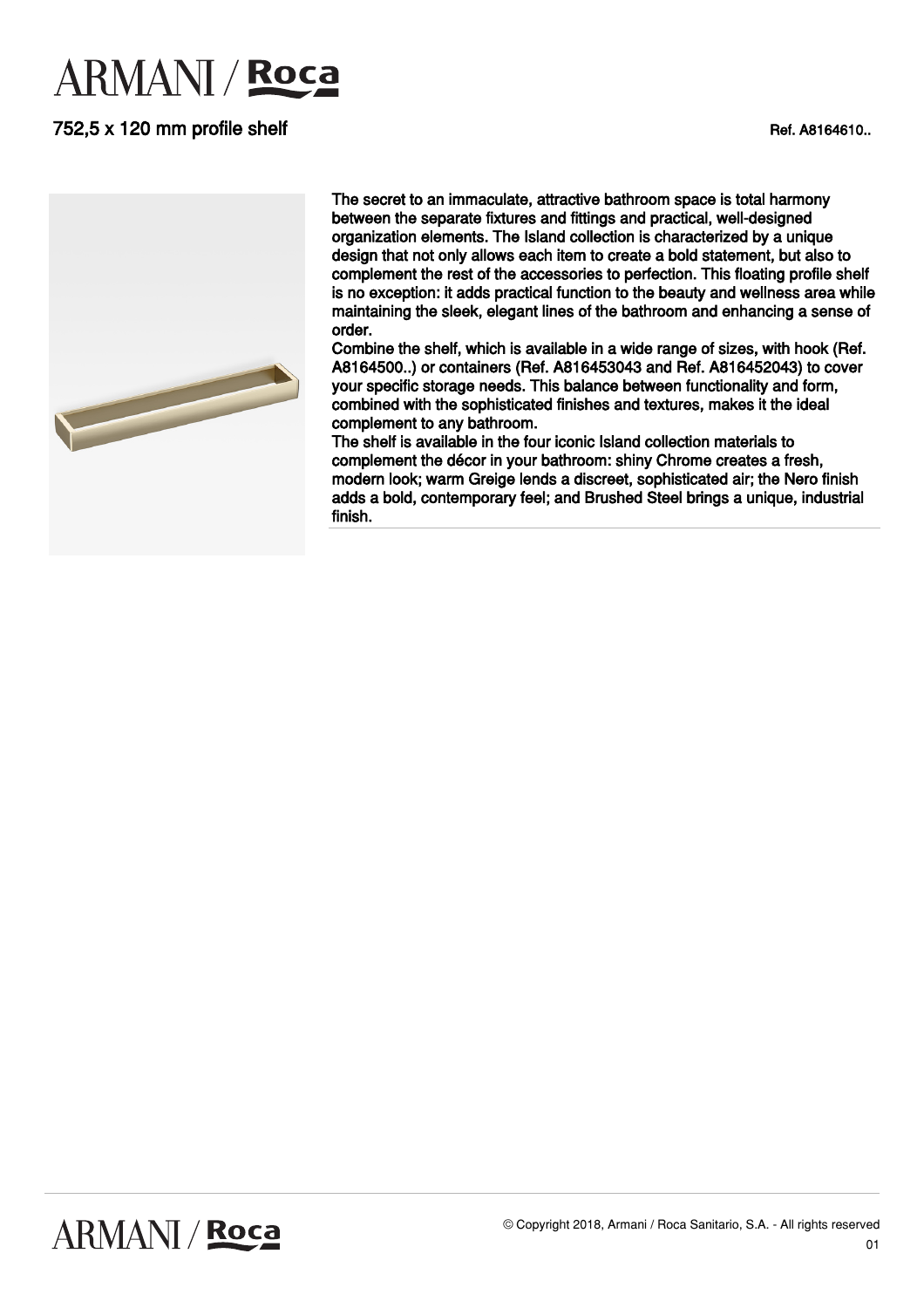# ARMANI / Roca

## 752,5 x 120 mm profile shelf

Ref. A8164610..

The secret to an immaculate, attractive bathroom space is total harmony between the separate fixtures and fittings and practical, well-designed organization elements. The Island collection is characterized by a unique design that not only allows each item to create a bold statement, but also to complement the rest of the accessories to perfection. This floating profile shelf is no exception: it adds practical function to the beauty and wellness area while maintaining the sleek, elegant lines of the bathroom and enhancing a sense of order.
Combine the shelf, which is available in a wide range of sizes, with hook (Ref. A8164500..) or containers (Ref. A816453043 and Ref. A816452043) to cover your specific storage needs. This balance between functionality and form, combined with the sophisticated finishes and textures, makes it the ideal complement to any bathroom.
The shelf is available in the four iconic Island collection materials to complement the décor in your bathroom: shiny Chrome creates a fresh, modern look; warm Greige lends a discreet, sophisticated air; the Nero finish adds a bold, contemporary feel; and Brushed Steel brings a unique, industrial finish.

© Copyright 2018, Armani / Roca Sanitario, S.A. - All rights reserved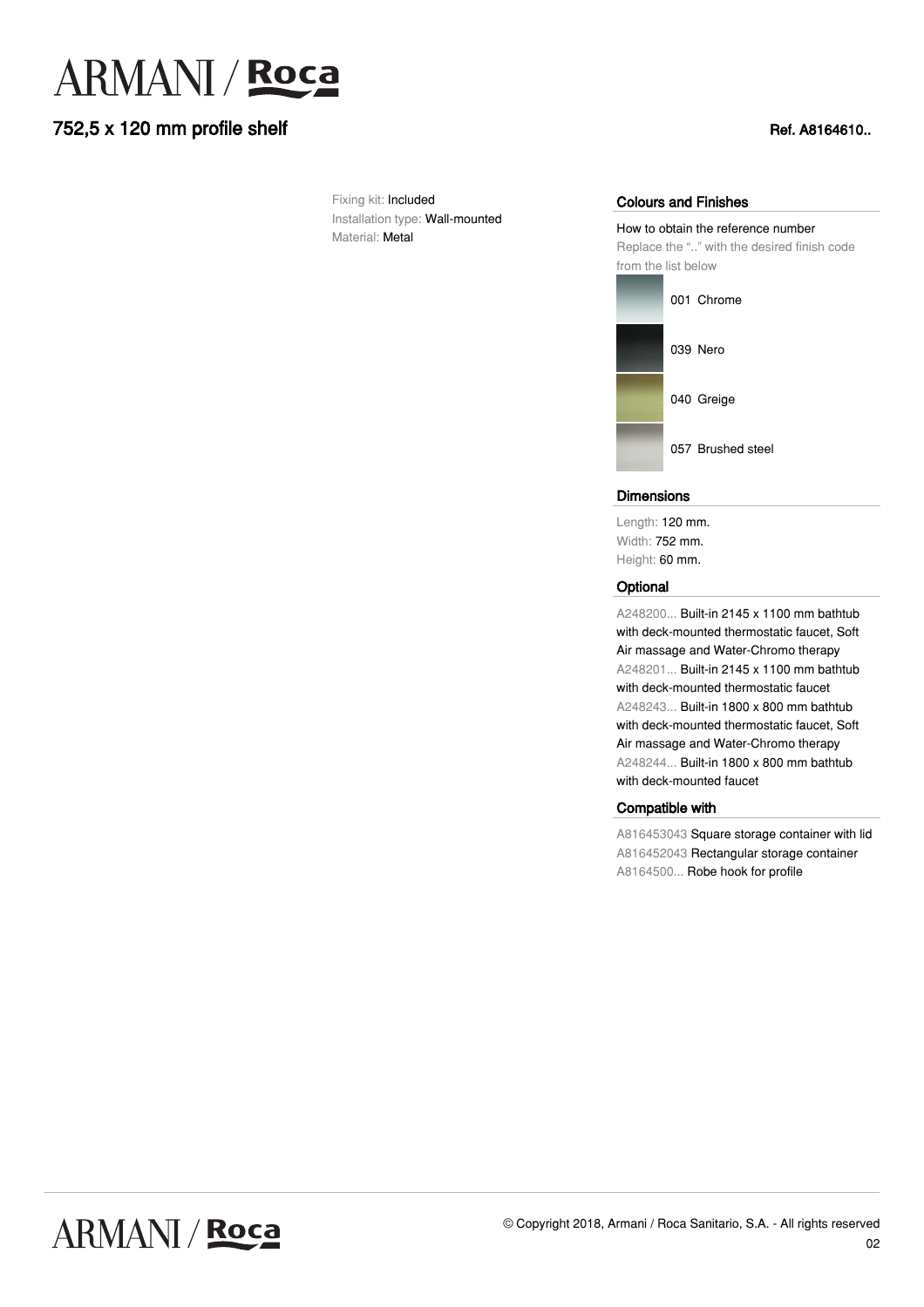ARMANI / Roca

# 752,5 x 120 mm profile shelf

Ref. A8164610..

Fixing kit: Included
Installation type: Wall-mounted
Material: Metal

## Colours and Finishes

How to obtain the reference number
Replace the ".." with the desired finish code from the list below

001 Chrome
039 Nero
040 Greige
057 Brushed steel

## Dimensions

Length: 120 mm.
Width: 752 mm.
Height: 60 mm.

## Optional

A248200... Built-in 2145 x 1100 mm bathtub with deck-mounted thermostatic faucet, Soft Air massage and Water-Chromo therapy
A248201... Built-in 2145 x 1100 mm bathtub with deck-mounted thermostatic faucet
A248243... Built-in 1800 x 800 mm bathtub with deck-mounted thermostatic faucet, Soft Air massage and Water-Chromo therapy
A248244... Built-in 1800 x 800 mm bathtub with deck-mounted faucet

## Compatible with

A816453043 Square storage container with lid
A816452043 Rectangular storage container
A8164500... Robe hook for profile

© Copyright 2018, Armani / Roca Sanitario, S.A. - All rights reserved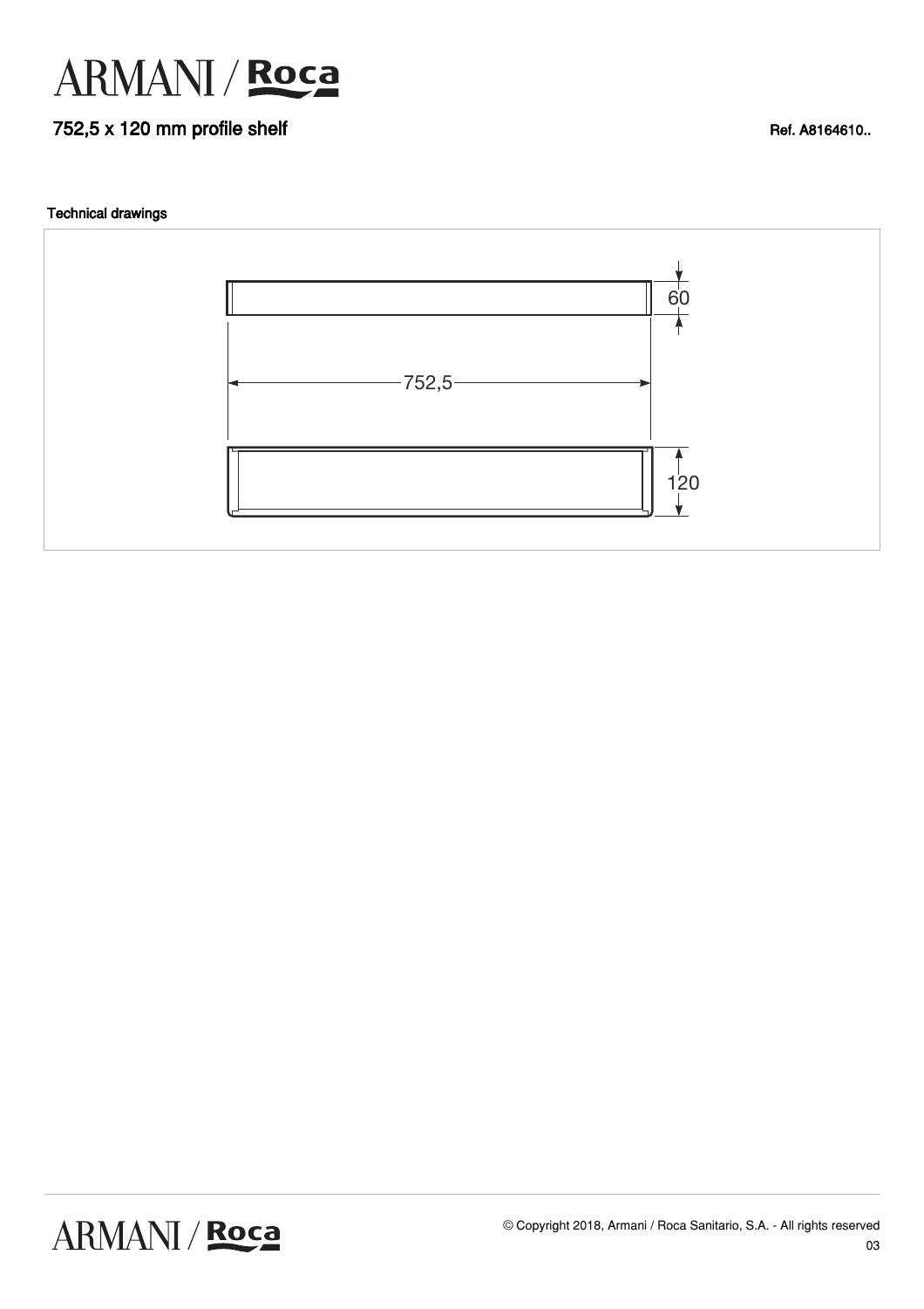# 752,5 x 120 mm profile shelf

Ref. A8164610..

## Technical drawings

60

752,5

120

© Copyright 2018, Armani / Roca Sanitario, S.A. - All rights reserved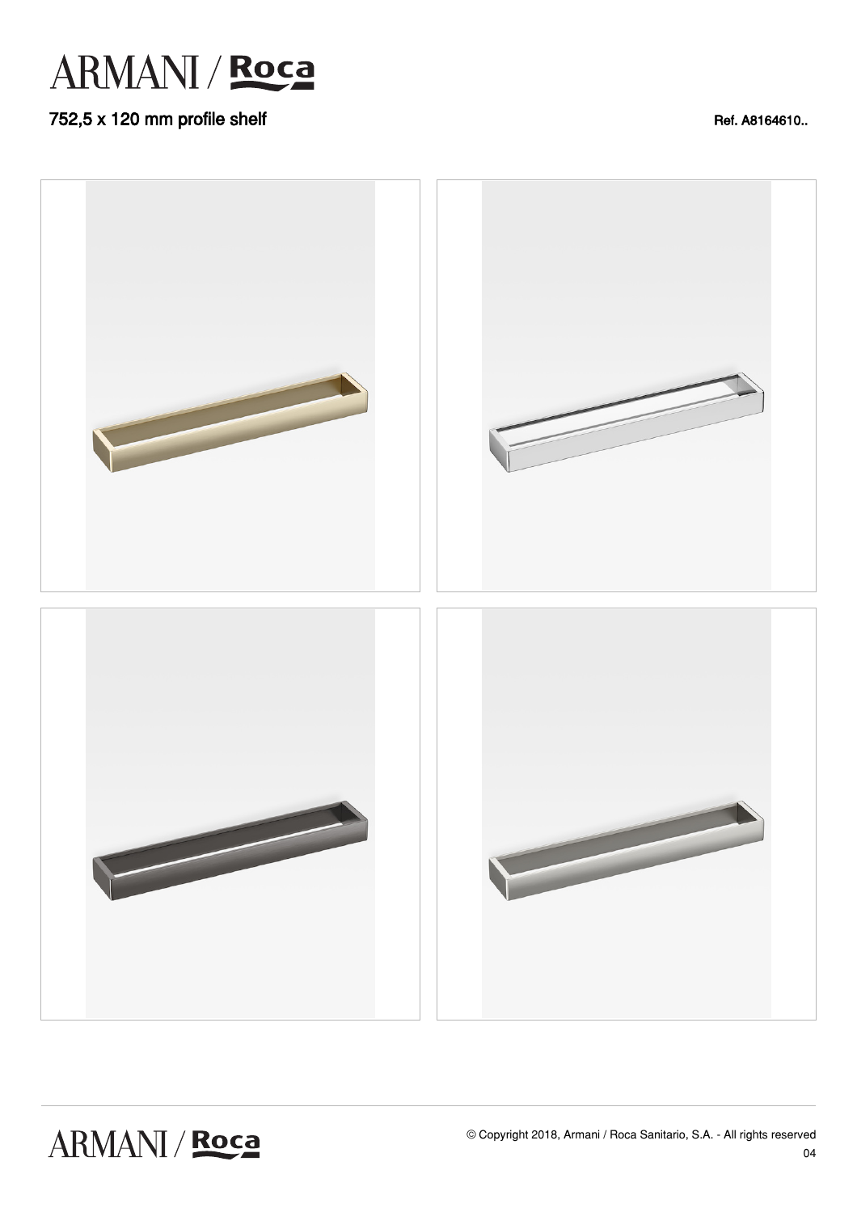# 752,5 x 120 mm profile shelf

Ref. A8164610..

© Copyright 2018, Armani / Roca Sanitario, S.A. - All rights reserved